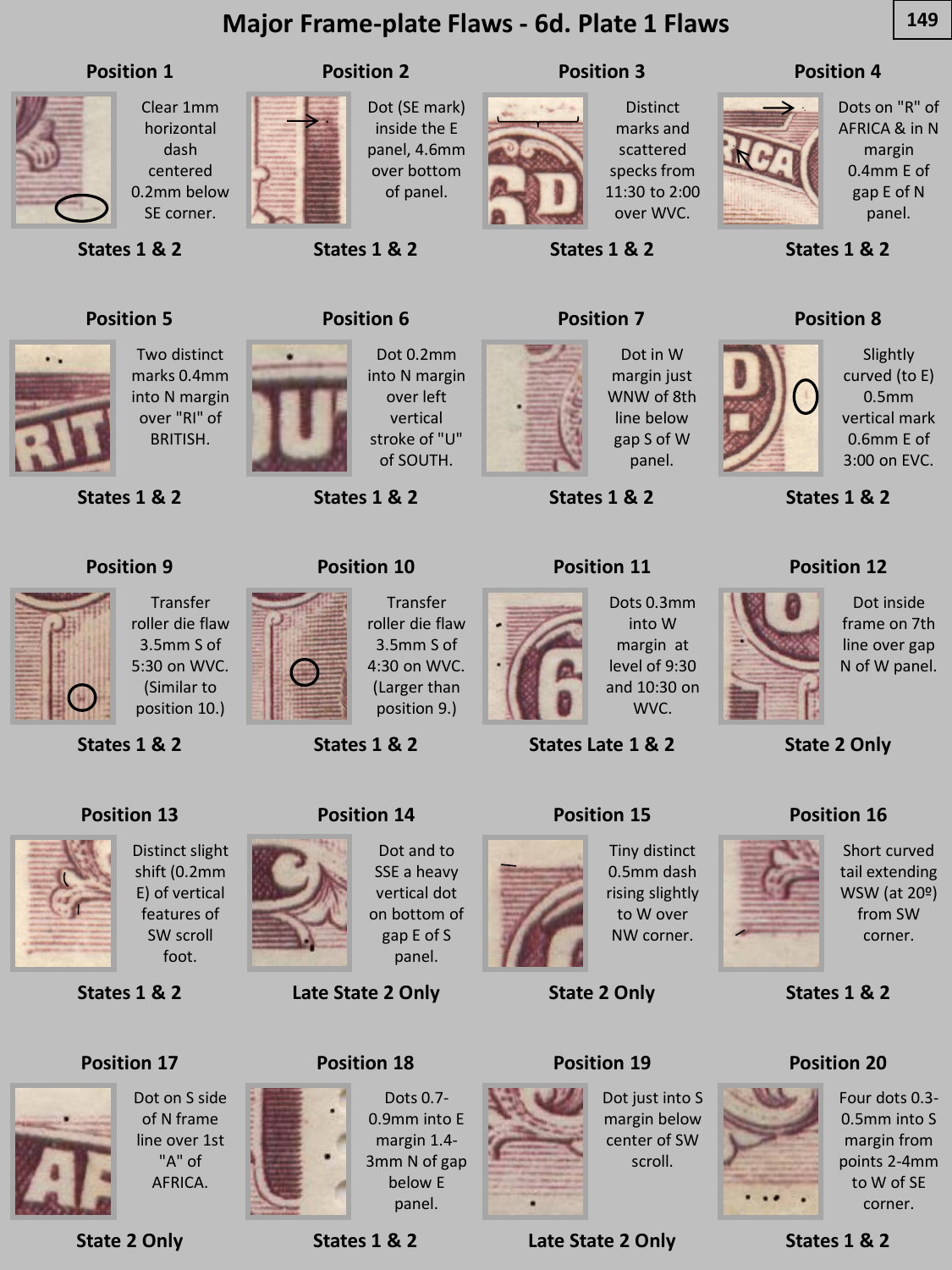# Major Frame-plate Flaws - 6d. Plate 1 Flaws

### Position 1

Clear 1mm horizontal dash centered 0.2mm below SE corner.

**States 1 & 2**

### Position 2

Dot (SE mark) inside the E panel, 4.6mm over bottom of panel.

**States 1 & 2**

### Position 3

Distinct marks and scattered specks from 11:30 to 2:00 over WVC.

**States 1 & 2**

### Position 4

Dots on "R" of AFRICA & in N margin 0.4mm E of gap E of N panel.

**States 1 & 2**

### Position 5

Two distinct marks 0.4mm into N margin over "RI" of BRITISH.

**States 1 & 2**

### Position 6

Dot 0.2mm into N margin over left vertical stroke of "U" of SOUTH.

**States 1 & 2**

### Position 7

Dot in W margin just WNW of 8th line below gap S of W panel.

**States 1 & 2**

### Position 8

Slightly curved (to E) 0.5mm vertical mark 0.6mm E of 3:00 on EVC.

**States 1 & 2**

### Position 9

Transfer roller die flaw 3.5mm S of 5:30 on WVC. (Similar to position 10.)

**States 1 & 2**

### Position 10

Transfer roller die flaw 3.5mm S of 4:30 on WVC. (Larger than position 9.)

**States 1 & 2**

### Position 11

Dots 0.3mm into W margin at level of 9:30 and 10:30 on WVC.

**States Late 1 & 2**

### Position 12

Dot inside frame on 7th line over gap N of W panel.

**State 2 Only**

### Position 13

Distinct slight shift (0.2mm E) of vertical features of SW scroll foot.

**States 1 & 2**

### Position 14

Dot and to SSE a heavy vertical dot on bottom of gap E of S panel.

**Late State 2 Only**

### Position 15

Tiny distinct 0.5mm dash rising slightly to W over NW corner.

**State 2 Only**

### Position 16

Short curved tail extending WSW (at 20º) from SW corner.

**States 1 & 2**

### Position 17

Dot on S side of N frame line over 1st "A" of AFRICA.

**State 2 Only**

### Position 18

Dots 0.7-0.9mm into E margin 1.4-3mm N of gap below E panel.

**States 1 & 2**

### Position 19

Dot just into S margin below center of SW scroll.

**Late State 2 Only**

### Position 20

Four dots 0.3-0.5mm into S margin from points 2-4mm to W of SE corner.

**States 1 & 2**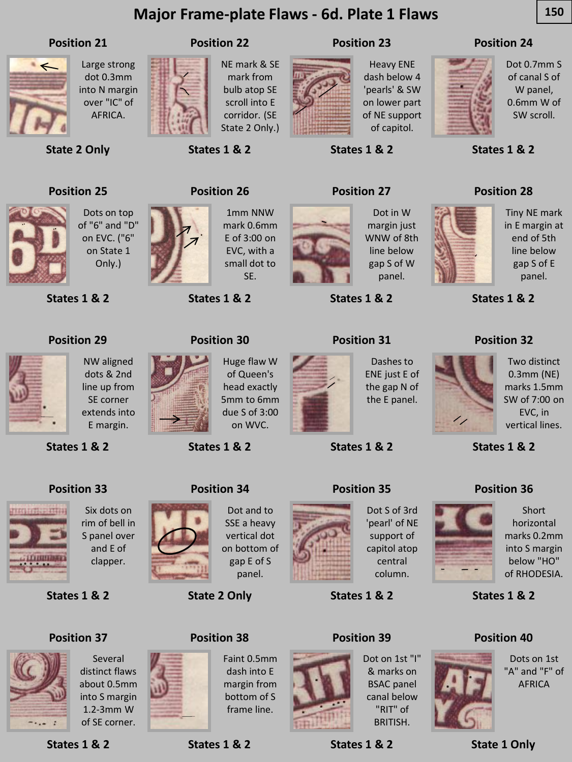# Major Frame-plate Flaws - 6d. Plate 1 Flaws

### Position 21

Large strong dot 0.3mm into N margin over "IC" of AFRICA.

**State 2 Only**

### Position 22

NE mark & SE mark from bulb atop SE scroll into E corridor. (SE State 2 Only.)

**States 1 & 2**

### Position 23

Heavy ENE dash below 4 'pearls' & SW on lower part of NE support of capitol.

**States 1 & 2**

### Position 24

Dot 0.7mm S of canal S of W panel, 0.6mm W of SW scroll.

**States 1 & 2**

### Position 25

Dots on top of "6" and "D" on EVC. ("6" on State 1 Only.)

**States 1 & 2**

### Position 26

1mm NNW mark 0.6mm E of 3:00 on EVC, with a small dot to SE.

**States 1 & 2**

### Position 27

Dot in W margin just WNW of 8th line below gap S of W panel.

**States 1 & 2**

### Position 28

Tiny NE mark in E margin at end of 5th line below gap S of E panel.

**States 1 & 2**

### Position 29

NW aligned dots & 2nd line up from SE corner extends into E margin.

**States 1 & 2**

### Position 30

Huge flaw W of Queen's head exactly 5mm to 6mm due S of 3:00 on WVC.

**States 1 & 2**

### Position 31

Dashes to ENE just E of the gap N of the E panel.

**States 1 & 2**

### Position 32

Two distinct 0.3mm (NE) marks 1.5mm SW of 7:00 on EVC, in vertical lines.

**States 1 & 2**

### Position 33

Six dots on rim of bell in S panel over and E of clapper.

**States 1 & 2**

### Position 34

Dot and to SSE a heavy vertical dot on bottom of gap E of S panel.

**State 2 Only**

### Position 35

Dot S of 3rd 'pearl' of NE support of capitol atop central column.

**States 1 & 2**

### Position 36

Short horizontal marks 0.2mm into S margin below "HO" of RHODESIA.

**States 1 & 2**

### Position 37

Several distinct flaws about 0.5mm into S margin 1.2-3mm W of SE corner.

**States 1 & 2**

### Position 38

Faint 0.5mm dash into E margin from bottom of S frame line.

**States 1 & 2**

### Position 39

Dot on 1st "I" & marks on BSAC panel canal below "RIT" of BRITISH.

**States 1 & 2**

### Position 40

Dots on 1st "A" and "F" of AFRICA

**State 1 Only**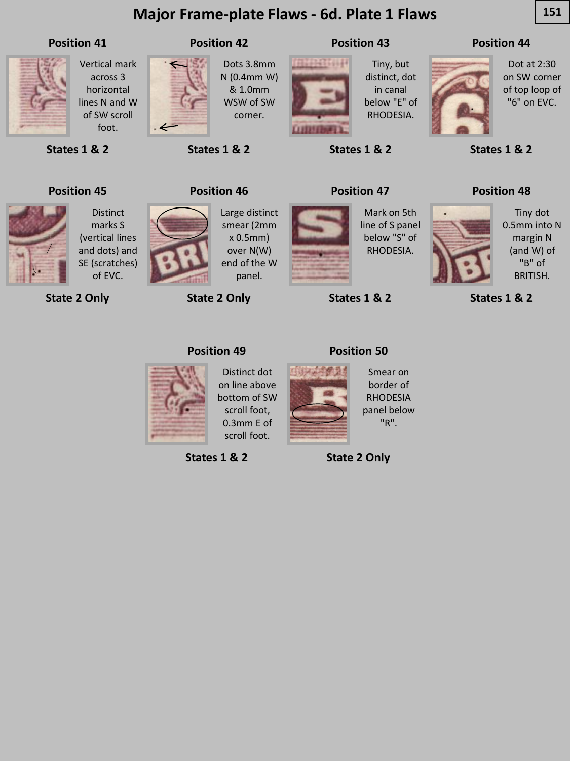# Major Frame-plate Flaws - 6d. Plate 1 Flaws

### Position 41

Vertical mark across 3 horizontal lines N and W of SW scroll foot.

**States 1 & 2**

### Position 42

Dots 3.8mm N (0.4mm W) & 1.0mm WSW of SW corner.

**States 1 & 2**

### Position 43

Tiny, but distinct, dot in canal below "E" of RHODESIA.

**States 1 & 2**

### Position 44

Dot at 2:30 on SW corner of top loop of "6" on EVC.

**States 1 & 2**

### Position 45

Distinct marks S (vertical lines and dots) and SE (scratches) of EVC.

**State 2 Only**

### Position 46

Large distinct smear (2mm x 0.5mm) over N(W) end of the W panel.

**State 2 Only**

### Position 47

Mark on 5th line of S panel below "S" of RHODESIA.

**States 1 & 2**

### Position 48

Tiny dot 0.5mm into N margin N (and W) of "B" of BRITISH.

**States 1 & 2**

### Position 49

Distinct dot on line above bottom of SW scroll foot, 0.3mm E of scroll foot.

**States 1 & 2**

### Position 50

Smear on border of RHODESIA panel below "R".

**State 2 Only**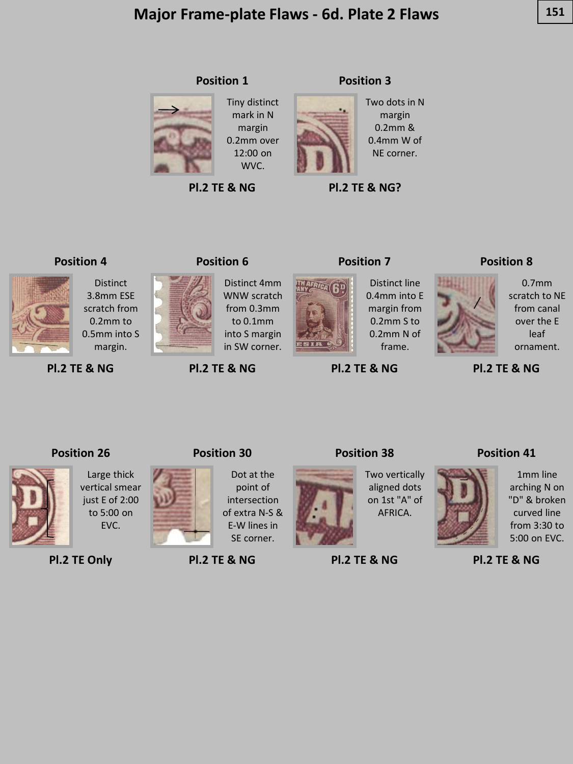# Major Frame-plate Flaws - 6d. Plate 2 Flaws

### Position 1

Tiny distinct mark in N margin 0.2mm over 12:00 on WVC.

**Pl.2 TE & NG**

### Position 3

Two dots in N margin 0.2mm & 0.4mm W of NE corner.

**Pl.2 TE & NG?**

### Position 4

Distinct 3.8mm ESE scratch from 0.2mm to 0.5mm into S margin.

**Pl.2 TE & NG**

### Position 6

Distinct 4mm WNW scratch from 0.3mm to 0.1mm into S margin in SW corner.

**Pl.2 TE & NG**

### Position 7

Distinct line 0.4mm into E margin from 0.2mm S to 0.2mm N of frame.

**Pl.2 TE & NG**

### Position 8

0.7mm scratch to NE from canal over the E leaf ornament.

**Pl.2 TE & NG**

### Position 26

Large thick vertical smear just E of 2:00 to 5:00 on EVC.

**Pl.2 TE Only**

### Position 30

Dot at the point of intersection of extra N-S & E-W lines in SE corner.

**Pl.2 TE & NG**

### Position 38

Two vertically aligned dots on 1st "A" of AFRICA.

**Pl.2 TE & NG**

### Position 41

1mm line arching N on "D" & broken curved line from 3:30 to 5:00 on EVC.

**Pl.2 TE & NG**